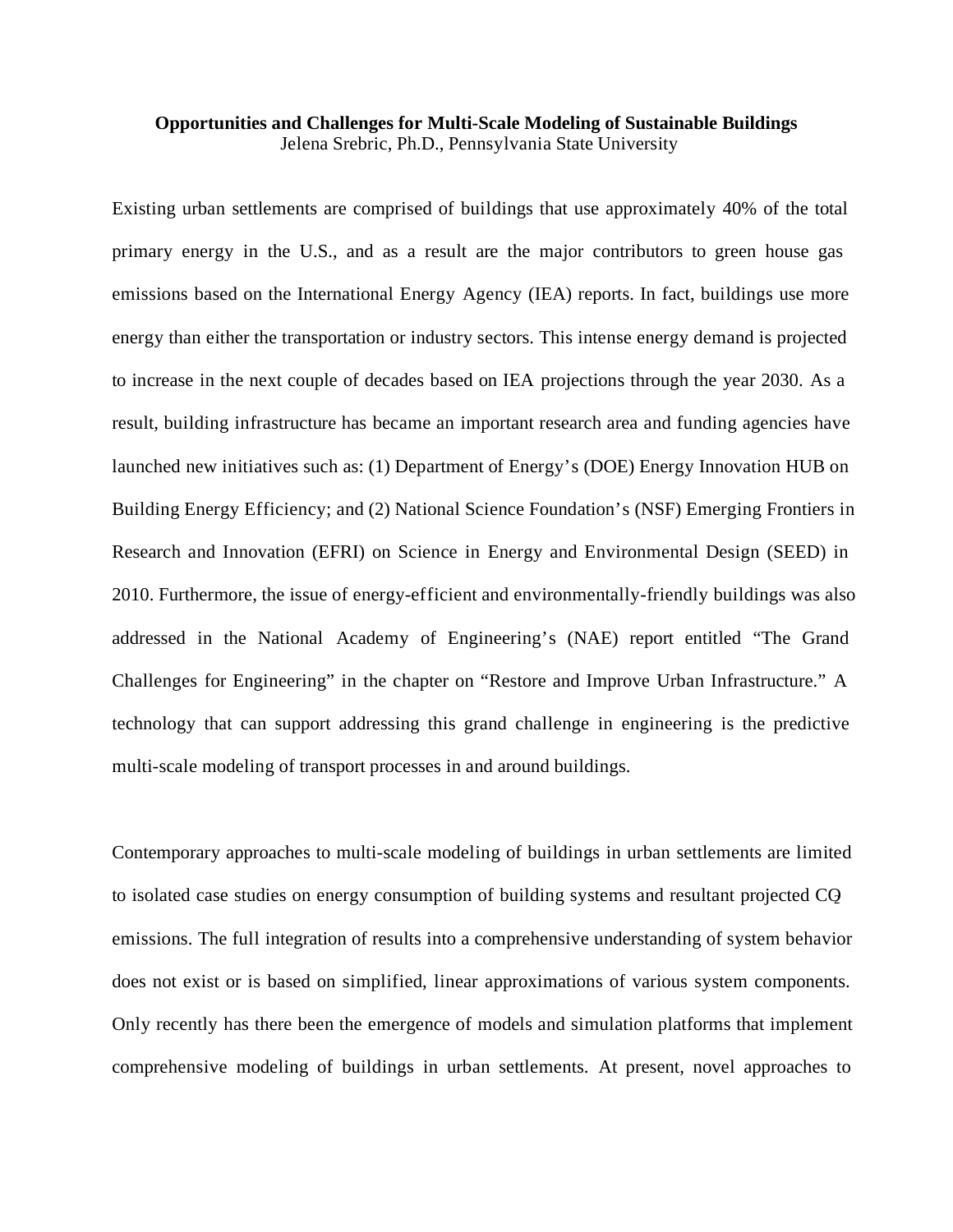**Opportunities and Challenges for Multi-Scale Modeling of Sustainable Buildings**

Jelena Srebric, Ph.D., Pennsylvania State University

Existing urban settlements are comprised of buildings that use approximately 40% of the total primary energy in the U.S., and as a result are the major contributors to green house gas emissions based on the International Energy Agency (IEA) reports. In fact, buildings use more energy than either the transportation or industry sectors. This intense energy demand is projected to increase in the next couple of decades based on IEA projections through the year 2030. As a result, building infrastructure has became an important research area and funding agencies have launched new initiatives such as: (1) Department of Energy's (DOE) Energy Innovation HUB on Building Energy Efficiency; and (2) National Science Foundation's (NSF) Emerging Frontiers in Research and Innovation (EFRI) on Science in Energy and Environmental Design (SEED) in 2010. Furthermore, the issue of energy-efficient and environmentally-friendly buildings was also addressed in the National Academy of Engineering's (NAE) report entitled "The Grand Challenges for Engineering" in the chapter on "Restore and Improve Urban Infrastructure." A technology that can support addressing this grand challenge in engineering is the predictive multi-scale modeling of transport processes in and around buildings.

Contemporary approaches to multi-scale modeling of buildings in urban settlements are limited to isolated case studies on energy consumption of building systems and resultant projected $CO_2$ emissions. The full integration of results into a comprehensive understanding of system behavior does not exist or is based on simplified, linear approximations of various system components. Only recently has there been the emergence of models and simulation platforms that implement comprehensive modeling of buildings in urban settlements. At present, novel approaches to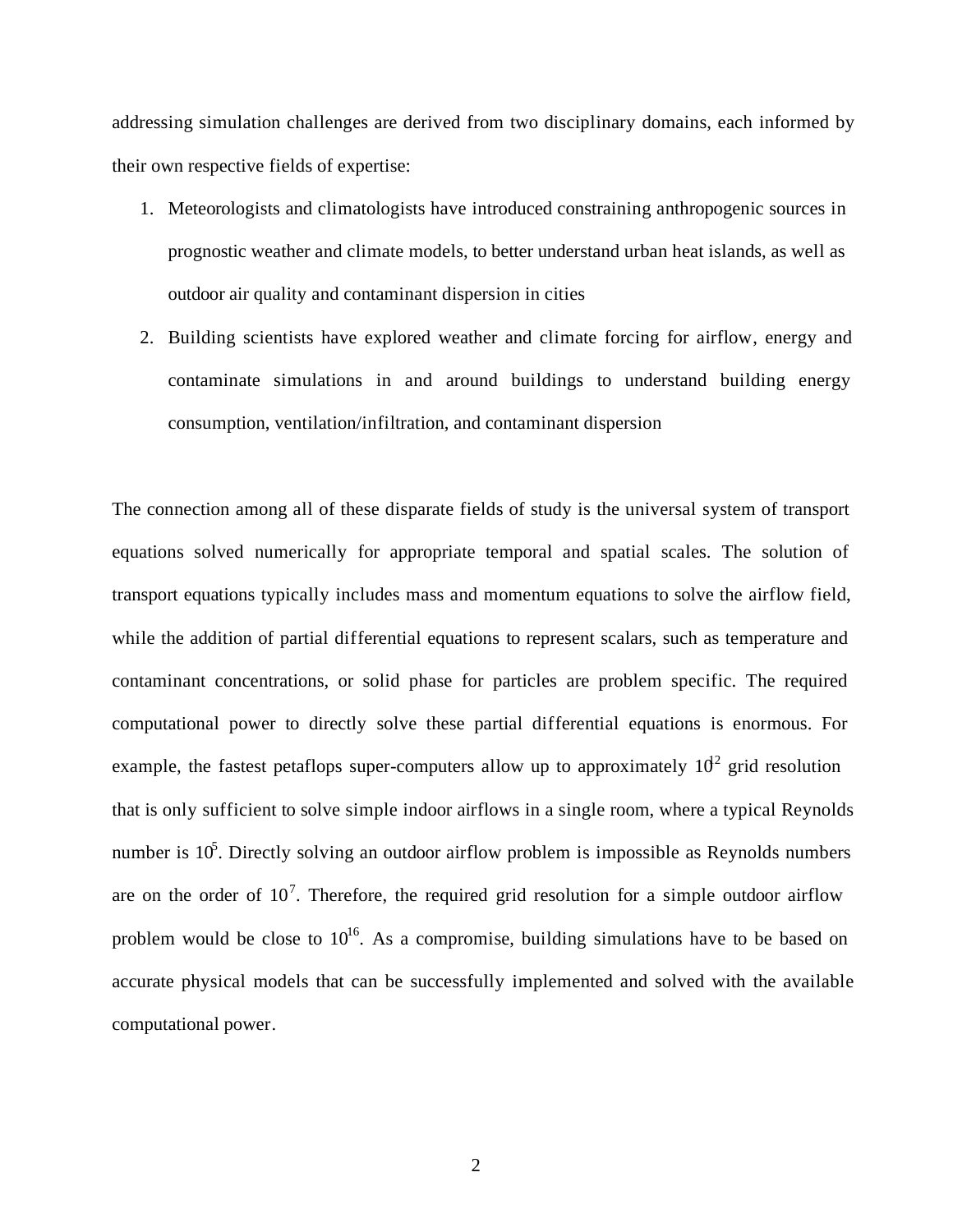addressing simulation challenges are derived from two disciplinary domains, each informed by their own respective fields of expertise:

1. Meteorologists and climatologists have introduced constraining anthropogenic sources in prognostic weather and climate models, to better understand urban heat islands, as well as outdoor air quality and contaminant dispersion in cities
2. Building scientists have explored weather and climate forcing for airflow, energy and contaminate simulations in and around buildings to understand building energy consumption, ventilation/infiltration, and contaminant dispersion

The connection among all of these disparate fields of study is the universal system of transport equations solved numerically for appropriate temporal and spatial scales. The solution of transport equations typically includes mass and momentum equations to solve the airflow field, while the addition of partial differential equations to represent scalars, such as temperature and contaminant concentrations, or solid phase for particles are problem specific. The required computational power to directly solve these partial differential equations is enormous. For example, the fastest petaflops super-computers allow up to approximately $10^{12}$ grid resolution that is only sufficient to solve simple indoor airflows in a single room, where a typical Reynolds number is $10^5$. Directly solving an outdoor airflow problem is impossible as Reynolds numbers are on the order of $10^7$. Therefore, the required grid resolution for a simple outdoor airflow problem would be close to $10^{16}$. As a compromise, building simulations have to be based on accurate physical models that can be successfully implemented and solved with the available computational power.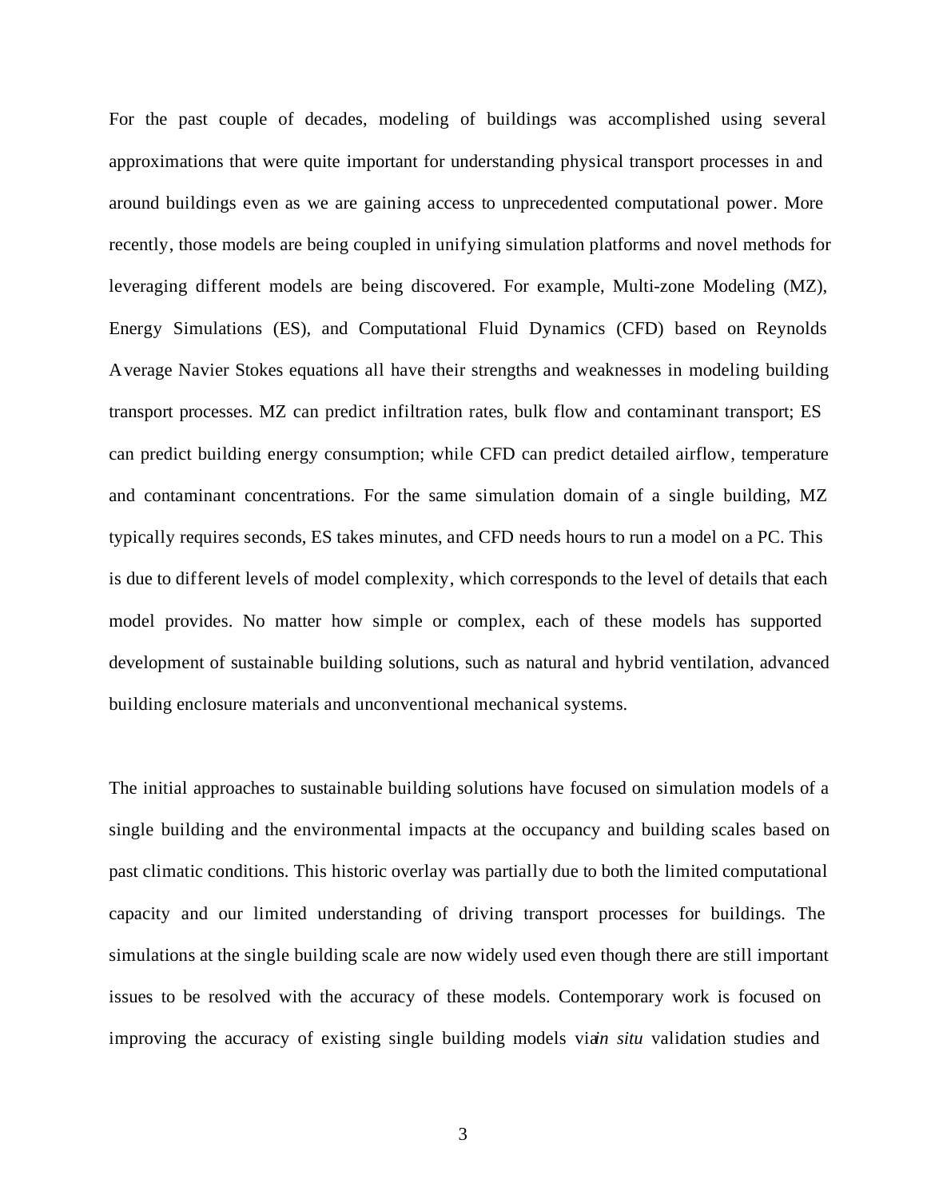For the past couple of decades, modeling of buildings was accomplished using several approximations that were quite important for understanding physical transport processes in and around buildings even as we are gaining access to unprecedented computational power. More recently, those models are being coupled in unifying simulation platforms and novel methods for leveraging different models are being discovered. For example, Multi-zone Modeling (MZ), Energy Simulations (ES), and Computational Fluid Dynamics (CFD) based on Reynolds Average Navier Stokes equations all have their strengths and weaknesses in modeling building transport processes. MZ can predict infiltration rates, bulk flow and contaminant transport; ES can predict building energy consumption; while CFD can predict detailed airflow, temperature and contaminant concentrations. For the same simulation domain of a single building, MZ typically requires seconds, ES takes minutes, and CFD needs hours to run a model on a PC. This is due to different levels of model complexity, which corresponds to the level of details that each model provides. No matter how simple or complex, each of these models has supported development of sustainable building solutions, such as natural and hybrid ventilation, advanced building enclosure materials and unconventional mechanical systems.

The initial approaches to sustainable building solutions have focused on simulation models of a single building and the environmental impacts at the occupancy and building scales based on past climatic conditions. This historic overlay was partially due to both the limited computational capacity and our limited understanding of driving transport processes for buildings. The simulations at the single building scale are now widely used even though there are still important issues to be resolved with the accuracy of these models. Contemporary work is focused on improving the accuracy of existing single building models via *in situ* validation studies and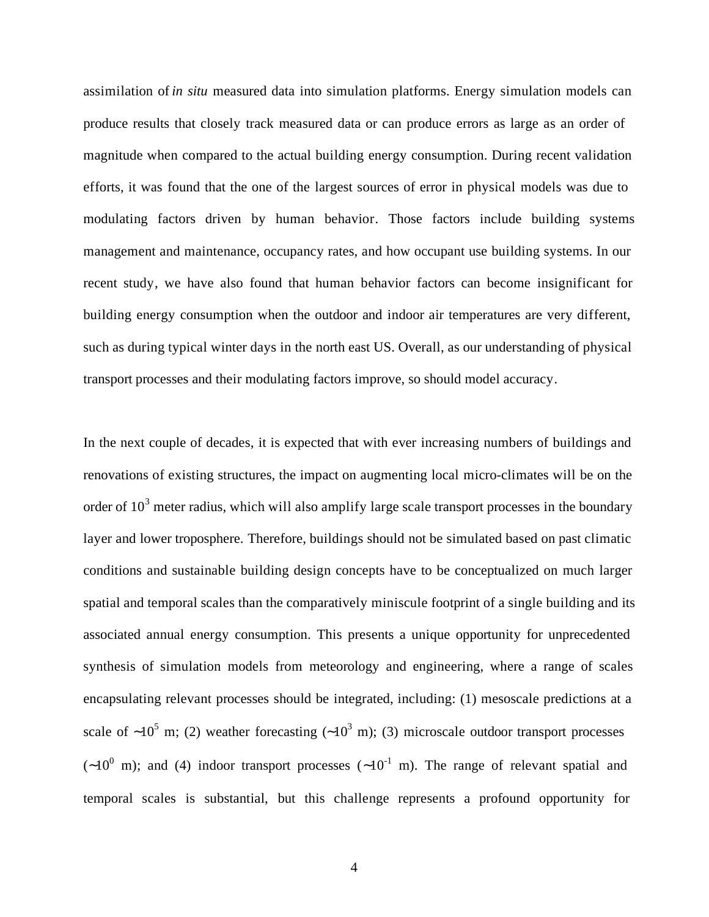assimilation of *in situ* measured data into simulation platforms. Energy simulation models can produce results that closely track measured data or can produce errors as large as an order of magnitude when compared to the actual building energy consumption. During recent validation efforts, it was found that the one of the largest sources of error in physical models was due to modulating factors driven by human behavior. Those factors include building systems management and maintenance, occupancy rates, and how occupant use building systems. In our recent study, we have also found that human behavior factors can become insignificant for building energy consumption when the outdoor and indoor air temperatures are very different, such as during typical winter days in the north east US. Overall, as our understanding of physical transport processes and their modulating factors improve, so should model accuracy.

In the next couple of decades, it is expected that with ever increasing numbers of buildings and renovations of existing structures, the impact on augmenting local micro-climates will be on the order of $10^3$ meter radius, which will also amplify large scale transport processes in the boundary layer and lower troposphere. Therefore, buildings should not be simulated based on past climatic conditions and sustainable building design concepts have to be conceptualized on much larger spatial and temporal scales than the comparatively miniscule footprint of a single building and its associated annual energy consumption. This presents a unique opportunity for unprecedented synthesis of simulation models from meteorology and engineering, where a range of scales encapsulating relevant processes should be integrated, including: (1) mesoscale predictions at a scale of $\sim 10^5$ m; (2) weather forecasting ($\sim 10^3$ m); (3) microscale outdoor transport processes ($\sim 10^0$ m); and (4) indoor transport processes ($\sim 10^{-1}$ m). The range of relevant spatial and temporal scales is substantial, but this challenge represents a profound opportunity for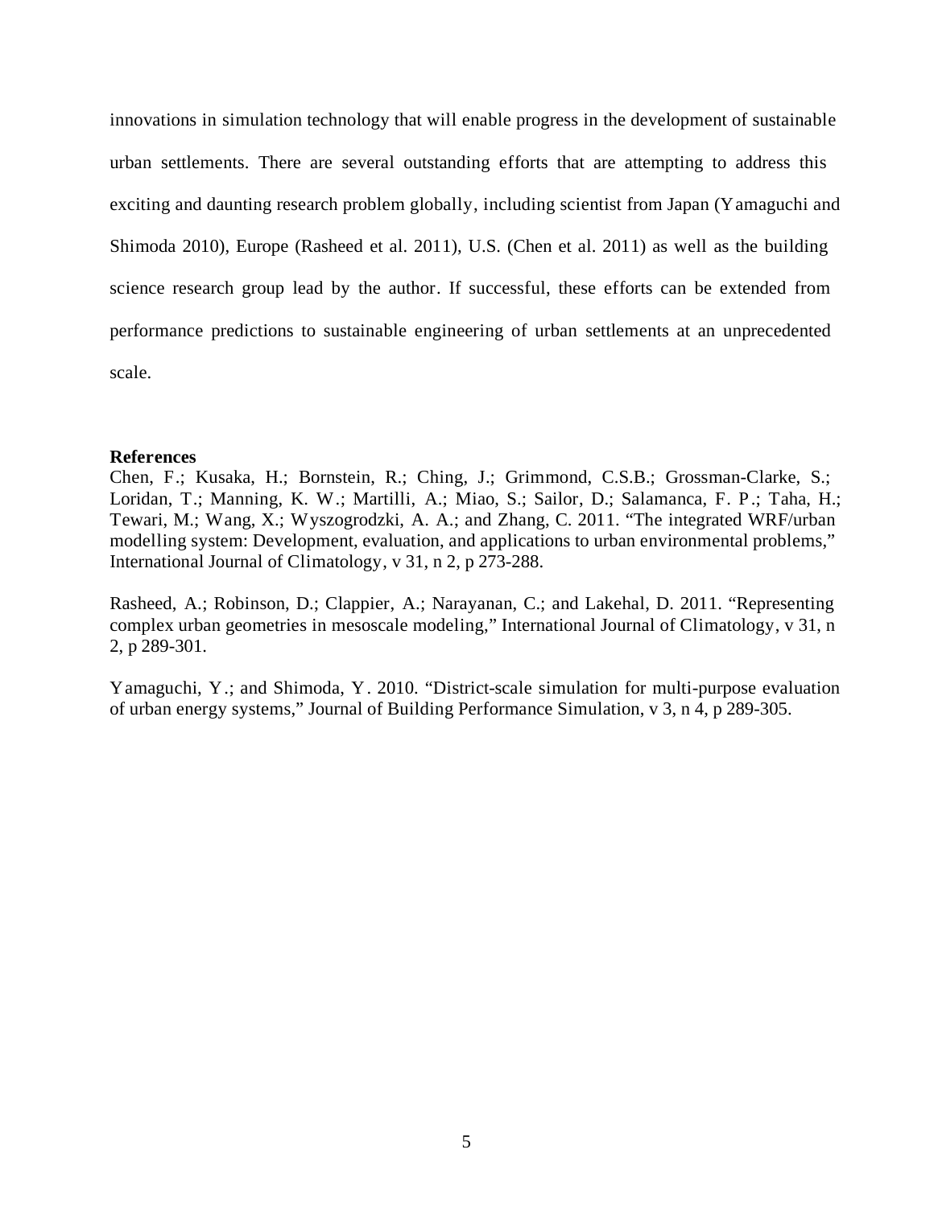innovations in simulation technology that will enable progress in the development of sustainable urban settlements. There are several outstanding efforts that are attempting to address this exciting and daunting research problem globally, including scientist from Japan (Yamaguchi and Shimoda 2010), Europe (Rasheed et al. 2011), U.S. (Chen et al. 2011) as well as the building science research group lead by the author. If successful, these efforts can be extended from performance predictions to sustainable engineering of urban settlements at an unprecedented scale.

**References**

Chen, F.; Kusaka, H.; Bornstein, R.; Ching, J.; Grimmond, C.S.B.; Grossman-Clarke, S.; Loridan, T.; Manning, K. W.; Martilli, A.; Miao, S.; Sailor, D.; Salamanca, F. P.; Taha, H.; Tewari, M.; Wang, X.; Wyszogrodzki, A. A.; and Zhang, C. 2011. "The integrated WRF/urban modelling system: Development, evaluation, and applications to urban environmental problems," International Journal of Climatology, v 31, n 2, p 273-288.

Rasheed, A.; Robinson, D.; Clappier, A.; Narayanan, C.; and Lakehal, D. 2011. "Representing complex urban geometries in mesoscale modeling," International Journal of Climatology, v 31, n 2, p 289-301.

Yamaguchi, Y.; and Shimoda, Y. 2010. "District-scale simulation for multi-purpose evaluation of urban energy systems," Journal of Building Performance Simulation, v 3, n 4, p 289-305.